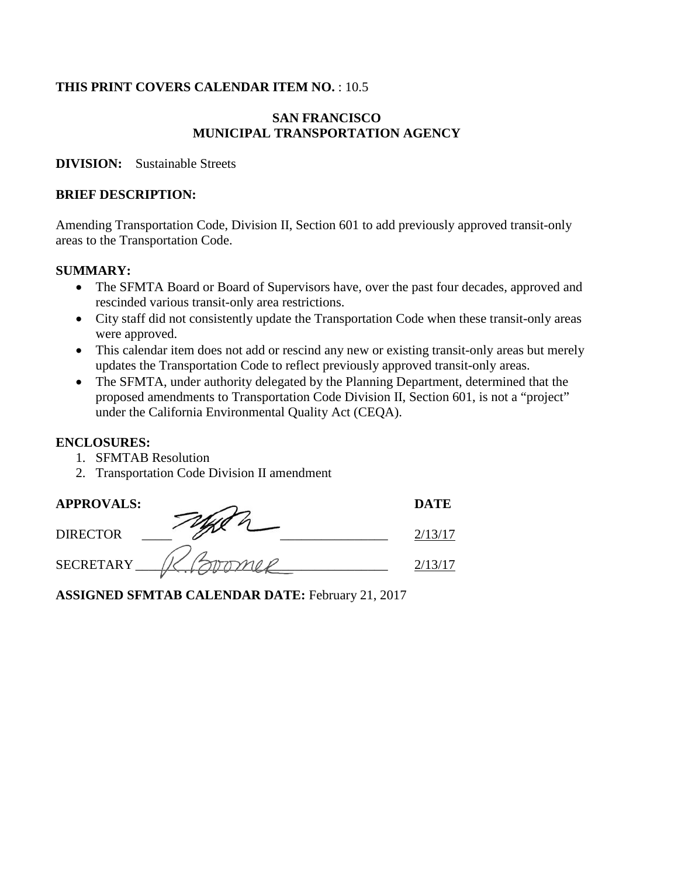**THIS PRINT COVERS CALENDAR ITEM NO.** : 10.5

**SAN FRANCISCO**
**MUNICIPAL TRANSPORTATION AGENCY**

**DIVISION:** Sustainable Streets

**BRIEF DESCRIPTION:**

Amending Transportation Code, Division II, Section 601 to add previously approved transit-only areas to the Transportation Code.

**SUMMARY:**

- The SFMTA Board or Board of Supervisors have, over the past four decades, approved and rescinded various transit-only area restrictions.
- City staff did not consistently update the Transportation Code when these transit-only areas were approved.
- This calendar item does not add or rescind any new or existing transit-only areas but merely updates the Transportation Code to reflect previously approved transit-only areas.
- The SFMTA, under authority delegated by the Planning Department, determined that the proposed amendments to Transportation Code Division II, Section 601, is not a "project" under the California Environmental Quality Act (CEQA).

**ENCLOSURES:**

1. SFMTAB Resolution
2. Transportation Code Division II amendment

| **APPROVALS:** | | **DATE** |
|---|---|---|
| DIRECTOR | [signature] | 2/13/17 |
| SECRETARY | R. Boomer | 2/13/17 |

**ASSIGNED SFMTAB CALENDAR DATE:** February 21, 2017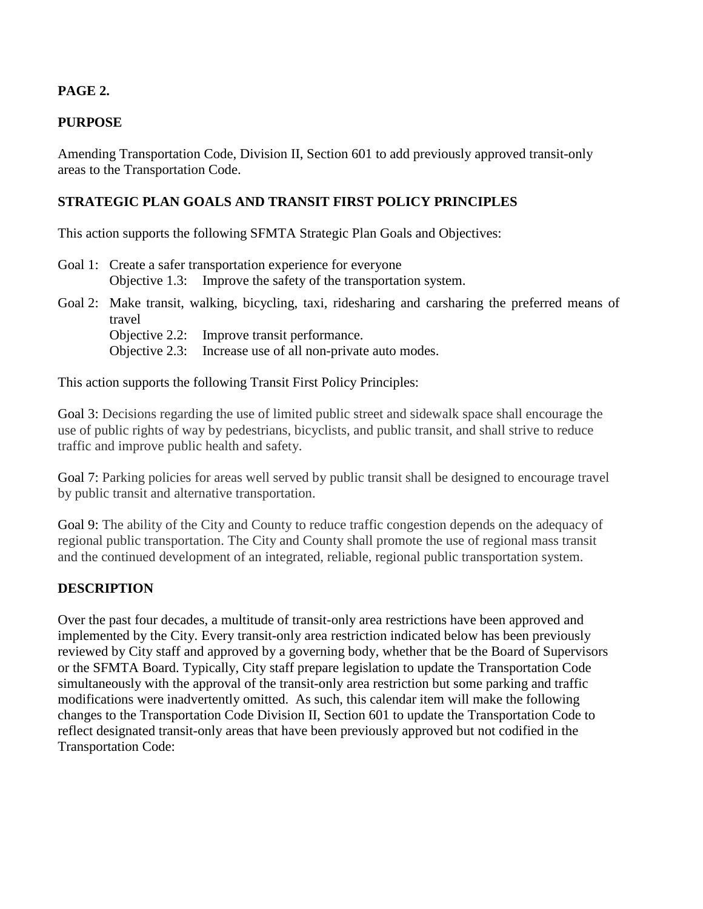**PAGE 2.**

**PURPOSE**

Amending Transportation Code, Division II, Section 601 to add previously approved transit-only areas to the Transportation Code.

**STRATEGIC PLAN GOALS AND TRANSIT FIRST POLICY PRINCIPLES**

This action supports the following SFMTA Strategic Plan Goals and Objectives:

Goal 1: Create a safer transportation experience for everyone
  Objective 1.3: Improve the safety of the transportation system.

Goal 2: Make transit, walking, bicycling, taxi, ridesharing and carsharing the preferred means of travel
  Objective 2.2: Improve transit performance.
  Objective 2.3: Increase use of all non-private auto modes.

This action supports the following Transit First Policy Principles:

Goal 3: Decisions regarding the use of limited public street and sidewalk space shall encourage the use of public rights of way by pedestrians, bicyclists, and public transit, and shall strive to reduce traffic and improve public health and safety.

Goal 7: Parking policies for areas well served by public transit shall be designed to encourage travel by public transit and alternative transportation.

Goal 9: The ability of the City and County to reduce traffic congestion depends on the adequacy of regional public transportation. The City and County shall promote the use of regional mass transit and the continued development of an integrated, reliable, regional public transportation system.

**DESCRIPTION**

Over the past four decades, a multitude of transit-only area restrictions have been approved and implemented by the City. Every transit-only area restriction indicated below has been previously reviewed by City staff and approved by a governing body, whether that be the Board of Supervisors or the SFMTA Board. Typically, City staff prepare legislation to update the Transportation Code simultaneously with the approval of the transit-only area restriction but some parking and traffic modifications were inadvertently omitted. As such, this calendar item will make the following changes to the Transportation Code Division II, Section 601 to update the Transportation Code to reflect designated transit-only areas that have been previously approved but not codified in the Transportation Code: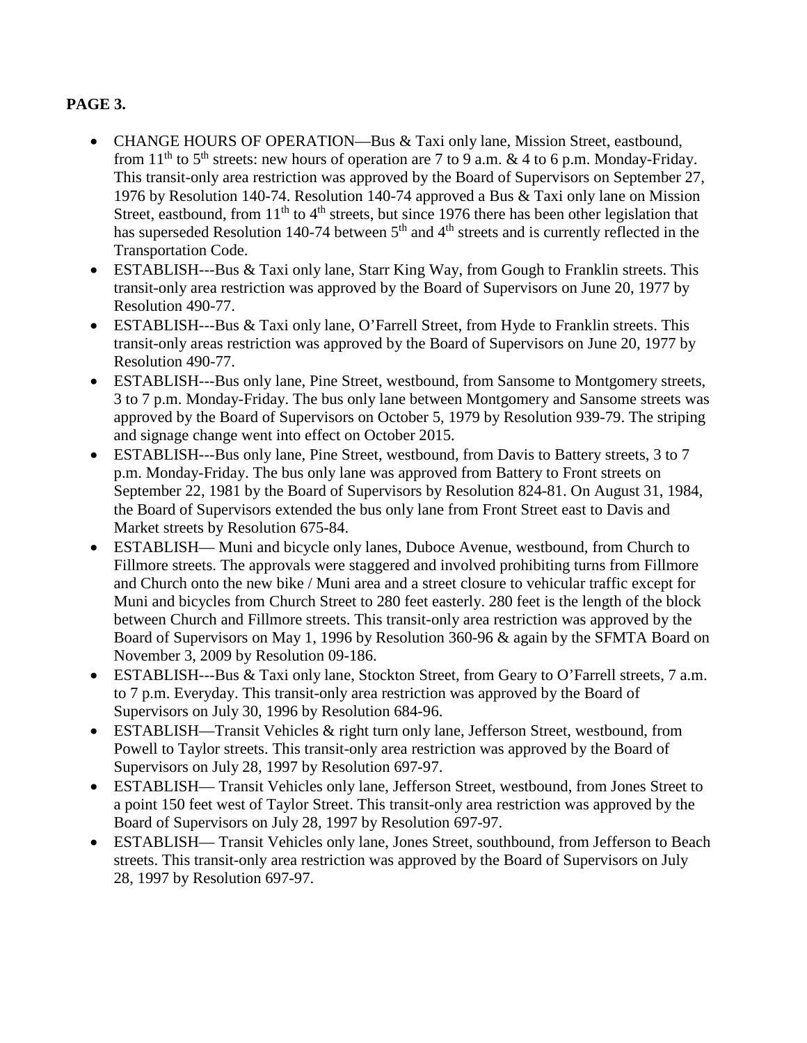**PAGE 3.**

- CHANGE HOURS OF OPERATION—Bus & Taxi only lane, Mission Street, eastbound, from 11th to 5th streets: new hours of operation are 7 to 9 a.m. & 4 to 6 p.m. Monday-Friday. This transit-only area restriction was approved by the Board of Supervisors on September 27, 1976 by Resolution 140-74. Resolution 140-74 approved a Bus & Taxi only lane on Mission Street, eastbound, from 11th to 4th streets, but since 1976 there has been other legislation that has superseded Resolution 140-74 between 5th and 4th streets and is currently reflected in the Transportation Code.
- ESTABLISH---Bus & Taxi only lane, Starr King Way, from Gough to Franklin streets. This transit-only area restriction was approved by the Board of Supervisors on June 20, 1977 by Resolution 490-77.
- ESTABLISH---Bus & Taxi only lane, O'Farrell Street, from Hyde to Franklin streets. This transit-only areas restriction was approved by the Board of Supervisors on June 20, 1977 by Resolution 490-77.
- ESTABLISH---Bus only lane, Pine Street, westbound, from Sansome to Montgomery streets, 3 to 7 p.m. Monday-Friday. The bus only lane between Montgomery and Sansome streets was approved by the Board of Supervisors on October 5, 1979 by Resolution 939-79. The striping and signage change went into effect on October 2015.
- ESTABLISH---Bus only lane, Pine Street, westbound, from Davis to Battery streets, 3 to 7 p.m. Monday-Friday. The bus only lane was approved from Battery to Front streets on September 22, 1981 by the Board of Supervisors by Resolution 824-81. On August 31, 1984, the Board of Supervisors extended the bus only lane from Front Street east to Davis and Market streets by Resolution 675-84.
- ESTABLISH— Muni and bicycle only lanes, Duboce Avenue, westbound, from Church to Fillmore streets. The approvals were staggered and involved prohibiting turns from Fillmore and Church onto the new bike / Muni area and a street closure to vehicular traffic except for Muni and bicycles from Church Street to 280 feet easterly. 280 feet is the length of the block between Church and Fillmore streets. This transit-only area restriction was approved by the Board of Supervisors on May 1, 1996 by Resolution 360-96 & again by the SFMTA Board on November 3, 2009 by Resolution 09-186.
- ESTABLISH---Bus & Taxi only lane, Stockton Street, from Geary to O'Farrell streets, 7 a.m. to 7 p.m. Everyday. This transit-only area restriction was approved by the Board of Supervisors on July 30, 1996 by Resolution 684-96.
- ESTABLISH—Transit Vehicles & right turn only lane, Jefferson Street, westbound, from Powell to Taylor streets. This transit-only area restriction was approved by the Board of Supervisors on July 28, 1997 by Resolution 697-97.
- ESTABLISH— Transit Vehicles only lane, Jefferson Street, westbound, from Jones Street to a point 150 feet west of Taylor Street. This transit-only area restriction was approved by the Board of Supervisors on July 28, 1997 by Resolution 697-97.
- ESTABLISH— Transit Vehicles only lane, Jones Street, southbound, from Jefferson to Beach streets. This transit-only area restriction was approved by the Board of Supervisors on July 28, 1997 by Resolution 697-97.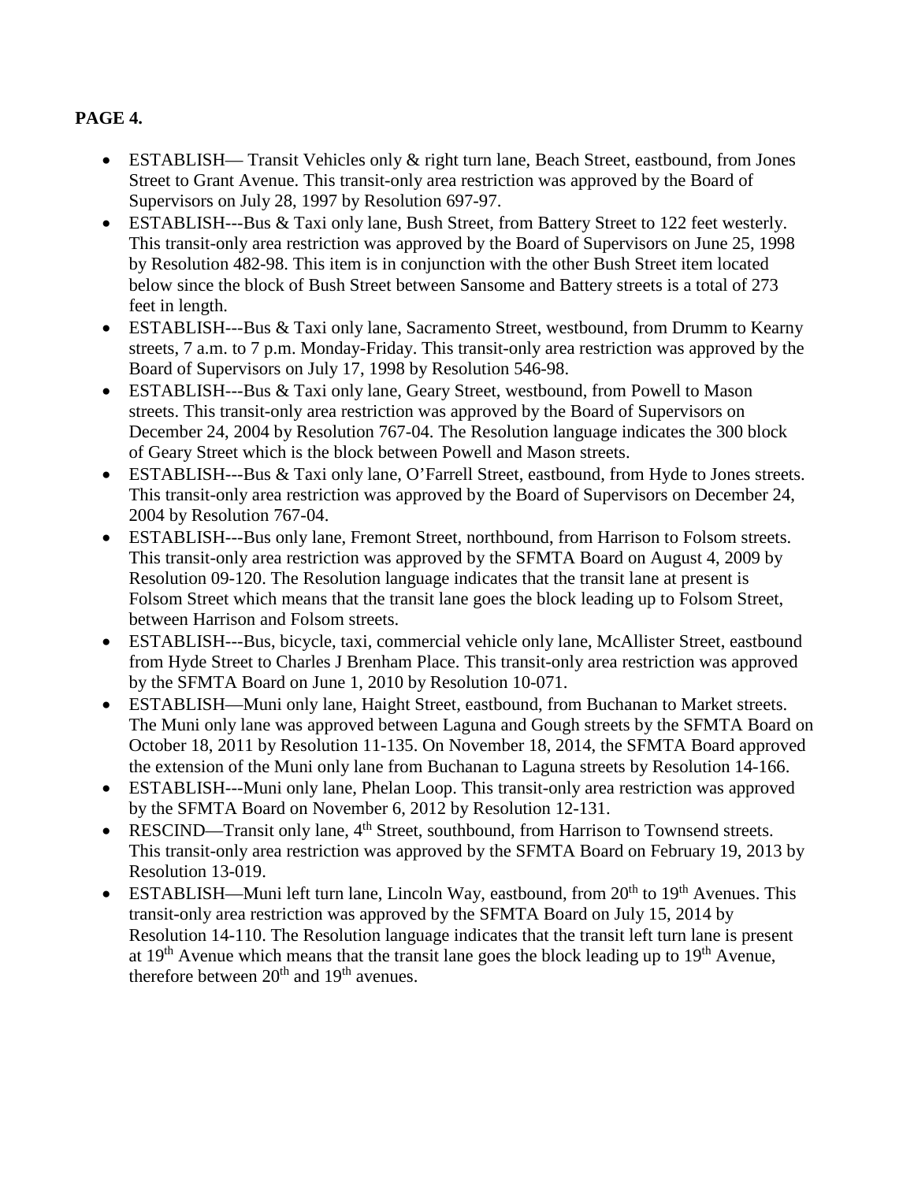**PAGE 4.**

- ESTABLISH— Transit Vehicles only & right turn lane, Beach Street, eastbound, from Jones Street to Grant Avenue. This transit-only area restriction was approved by the Board of Supervisors on July 28, 1997 by Resolution 697-97.
- ESTABLISH---Bus & Taxi only lane, Bush Street, from Battery Street to 122 feet westerly. This transit-only area restriction was approved by the Board of Supervisors on June 25, 1998 by Resolution 482-98. This item is in conjunction with the other Bush Street item located below since the block of Bush Street between Sansome and Battery streets is a total of 273 feet in length.
- ESTABLISH---Bus & Taxi only lane, Sacramento Street, westbound, from Drumm to Kearny streets, 7 a.m. to 7 p.m. Monday-Friday. This transit-only area restriction was approved by the Board of Supervisors on July 17, 1998 by Resolution 546-98.
- ESTABLISH---Bus & Taxi only lane, Geary Street, westbound, from Powell to Mason streets. This transit-only area restriction was approved by the Board of Supervisors on December 24, 2004 by Resolution 767-04. The Resolution language indicates the 300 block of Geary Street which is the block between Powell and Mason streets.
- ESTABLISH---Bus & Taxi only lane, O'Farrell Street, eastbound, from Hyde to Jones streets. This transit-only area restriction was approved by the Board of Supervisors on December 24, 2004 by Resolution 767-04.
- ESTABLISH---Bus only lane, Fremont Street, northbound, from Harrison to Folsom streets. This transit-only area restriction was approved by the SFMTA Board on August 4, 2009 by Resolution 09-120. The Resolution language indicates that the transit lane at present is Folsom Street which means that the transit lane goes the block leading up to Folsom Street, between Harrison and Folsom streets.
- ESTABLISH---Bus, bicycle, taxi, commercial vehicle only lane, McAllister Street, eastbound from Hyde Street to Charles J Brenham Place. This transit-only area restriction was approved by the SFMTA Board on June 1, 2010 by Resolution 10-071.
- ESTABLISH—Muni only lane, Haight Street, eastbound, from Buchanan to Market streets. The Muni only lane was approved between Laguna and Gough streets by the SFMTA Board on October 18, 2011 by Resolution 11-135. On November 18, 2014, the SFMTA Board approved the extension of the Muni only lane from Buchanan to Laguna streets by Resolution 14-166.
- ESTABLISH---Muni only lane, Phelan Loop. This transit-only area restriction was approved by the SFMTA Board on November 6, 2012 by Resolution 12-131.
- RESCIND—Transit only lane, 4th Street, southbound, from Harrison to Townsend streets. This transit-only area restriction was approved by the SFMTA Board on February 19, 2013 by Resolution 13-019.
- ESTABLISH—Muni left turn lane, Lincoln Way, eastbound, from 20th to 19th Avenues. This transit-only area restriction was approved by the SFMTA Board on July 15, 2014 by Resolution 14-110. The Resolution language indicates that the transit left turn lane is present at 19th Avenue which means that the transit lane goes the block leading up to 19th Avenue, therefore between 20th and 19th avenues.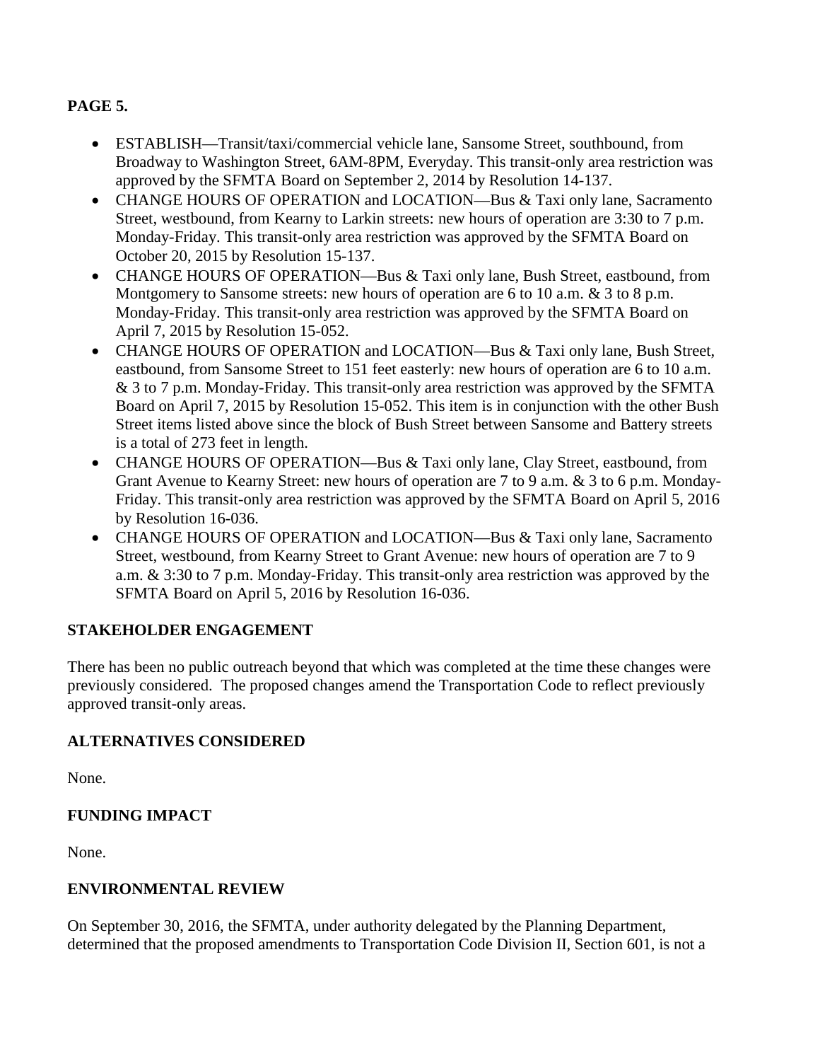**PAGE 5.**

- ESTABLISH—Transit/taxi/commercial vehicle lane, Sansome Street, southbound, from Broadway to Washington Street, 6AM-8PM, Everyday. This transit-only area restriction was approved by the SFMTA Board on September 2, 2014 by Resolution 14-137.
- CHANGE HOURS OF OPERATION and LOCATION—Bus & Taxi only lane, Sacramento Street, westbound, from Kearny to Larkin streets: new hours of operation are 3:30 to 7 p.m. Monday-Friday. This transit-only area restriction was approved by the SFMTA Board on October 20, 2015 by Resolution 15-137.
- CHANGE HOURS OF OPERATION—Bus & Taxi only lane, Bush Street, eastbound, from Montgomery to Sansome streets: new hours of operation are 6 to 10 a.m. & 3 to 8 p.m. Monday-Friday. This transit-only area restriction was approved by the SFMTA Board on April 7, 2015 by Resolution 15-052.
- CHANGE HOURS OF OPERATION and LOCATION—Bus & Taxi only lane, Bush Street, eastbound, from Sansome Street to 151 feet easterly: new hours of operation are 6 to 10 a.m. & 3 to 7 p.m. Monday-Friday. This transit-only area restriction was approved by the SFMTA Board on April 7, 2015 by Resolution 15-052. This item is in conjunction with the other Bush Street items listed above since the block of Bush Street between Sansome and Battery streets is a total of 273 feet in length.
- CHANGE HOURS OF OPERATION—Bus & Taxi only lane, Clay Street, eastbound, from Grant Avenue to Kearny Street: new hours of operation are 7 to 9 a.m. & 3 to 6 p.m. Monday-Friday. This transit-only area restriction was approved by the SFMTA Board on April 5, 2016 by Resolution 16-036.
- CHANGE HOURS OF OPERATION and LOCATION—Bus & Taxi only lane, Sacramento Street, westbound, from Kearny Street to Grant Avenue: new hours of operation are 7 to 9 a.m. & 3:30 to 7 p.m. Monday-Friday. This transit-only area restriction was approved by the SFMTA Board on April 5, 2016 by Resolution 16-036.

**STAKEHOLDER ENGAGEMENT**

There has been no public outreach beyond that which was completed at the time these changes were previously considered. The proposed changes amend the Transportation Code to reflect previously approved transit-only areas.

**ALTERNATIVES CONSIDERED**

None.

**FUNDING IMPACT**

None.

**ENVIRONMENTAL REVIEW**

On September 30, 2016, the SFMTA, under authority delegated by the Planning Department, determined that the proposed amendments to Transportation Code Division II, Section 601, is not a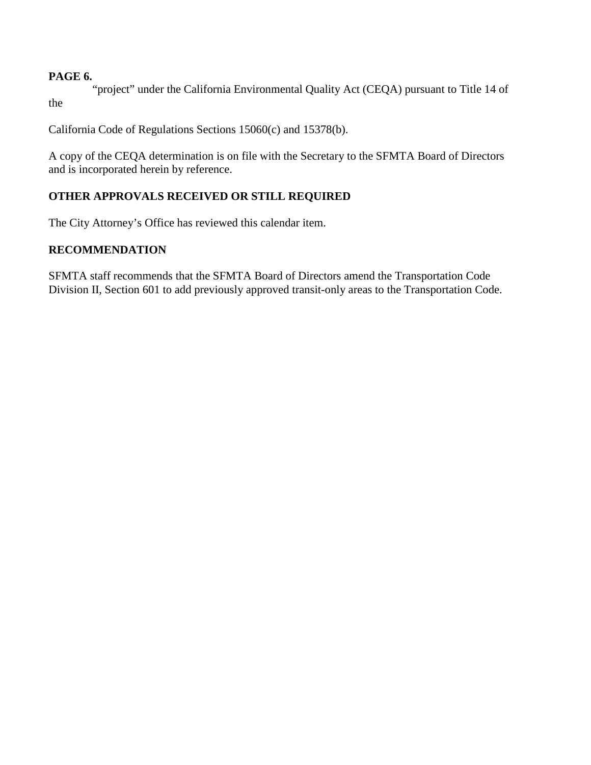**PAGE 6.**

"project" under the California Environmental Quality Act (CEQA) pursuant to Title 14 of the

California Code of Regulations Sections 15060(c) and 15378(b).

A copy of the CEQA determination is on file with the Secretary to the SFMTA Board of Directors and is incorporated herein by reference.

## OTHER APPROVALS RECEIVED OR STILL REQUIRED

The City Attorney's Office has reviewed this calendar item.

## RECOMMENDATION

SFMTA staff recommends that the SFMTA Board of Directors amend the Transportation Code Division II, Section 601 to add previously approved transit-only areas to the Transportation Code.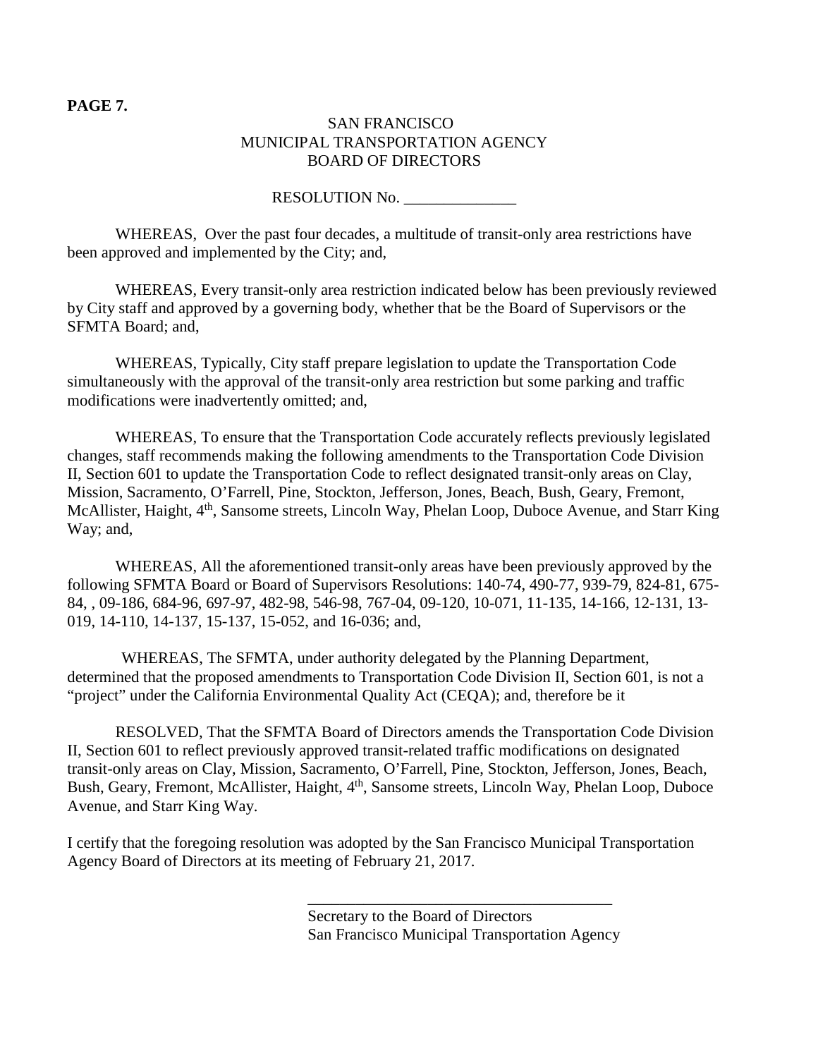**PAGE 7.**

SAN FRANCISCO
MUNICIPAL TRANSPORTATION AGENCY
BOARD OF DIRECTORS

RESOLUTION No. ______________

WHEREAS, Over the past four decades, a multitude of transit-only area restrictions have been approved and implemented by the City; and,

WHEREAS, Every transit-only area restriction indicated below has been previously reviewed by City staff and approved by a governing body, whether that be the Board of Supervisors or the SFMTA Board; and,

WHEREAS, Typically, City staff prepare legislation to update the Transportation Code simultaneously with the approval of the transit-only area restriction but some parking and traffic modifications were inadvertently omitted; and,

WHEREAS, To ensure that the Transportation Code accurately reflects previously legislated changes, staff recommends making the following amendments to the Transportation Code Division II, Section 601 to update the Transportation Code to reflect designated transit-only areas on Clay, Mission, Sacramento, O'Farrell, Pine, Stockton, Jefferson, Jones, Beach, Bush, Geary, Fremont, McAllister, Haight, 4th, Sansome streets, Lincoln Way, Phelan Loop, Duboce Avenue, and Starr King Way; and,

WHEREAS, All the aforementioned transit-only areas have been previously approved by the following SFMTA Board or Board of Supervisors Resolutions: 140-74, 490-77, 939-79, 824-81, 675-84, , 09-186, 684-96, 697-97, 482-98, 546-98, 767-04, 09-120, 10-071, 11-135, 14-166, 12-131, 13-019, 14-110, 14-137, 15-137, 15-052, and 16-036; and,

WHEREAS, The SFMTA, under authority delegated by the Planning Department, determined that the proposed amendments to Transportation Code Division II, Section 601, is not a "project" under the California Environmental Quality Act (CEQA); and, therefore be it

RESOLVED, That the SFMTA Board of Directors amends the Transportation Code Division II, Section 601 to reflect previously approved transit-related traffic modifications on designated transit-only areas on Clay, Mission, Sacramento, O'Farrell, Pine, Stockton, Jefferson, Jones, Beach, Bush, Geary, Fremont, McAllister, Haight, 4th, Sansome streets, Lincoln Way, Phelan Loop, Duboce Avenue, and Starr King Way.

I certify that the foregoing resolution was adopted by the San Francisco Municipal Transportation Agency Board of Directors at its meeting of February 21, 2017.

\_\_\_\_\_\_\_\_\_\_\_\_\_\_\_\_\_\_\_\_\_\_\_\_\_\_\_\_\_\_\_\_\_\_\_\_\_\_\_\_
Secretary to the Board of Directors
San Francisco Municipal Transportation Agency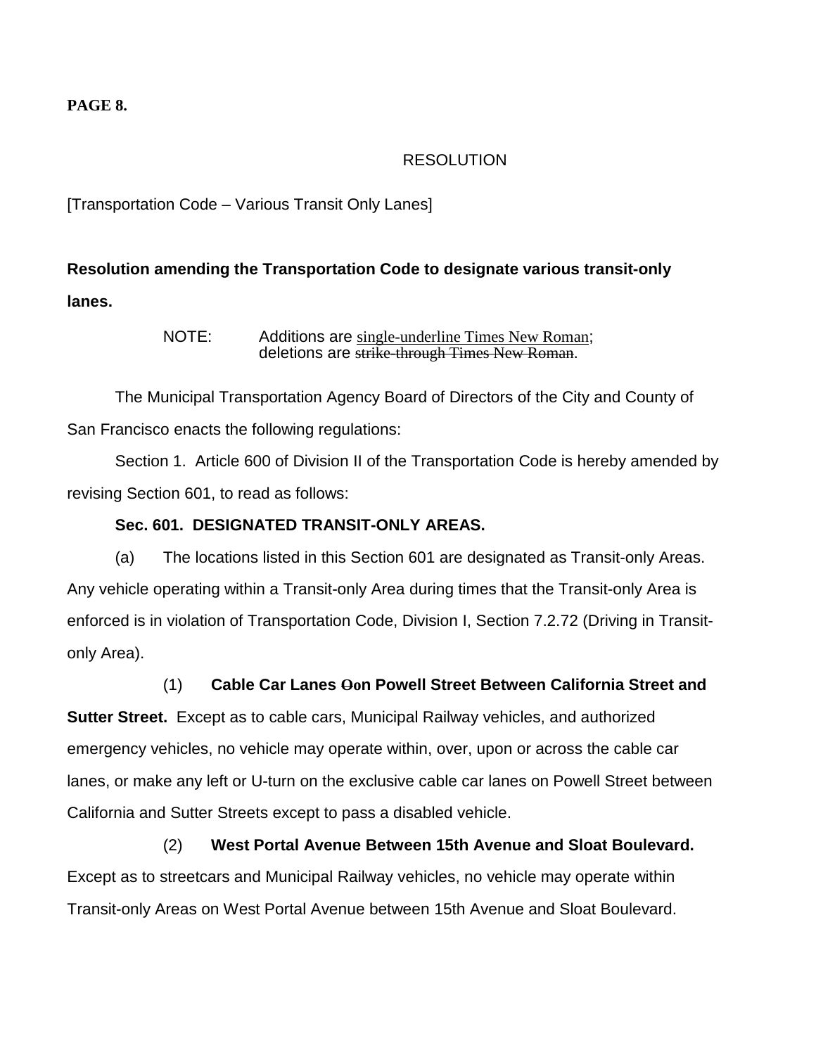**PAGE 8.**

RESOLUTION

[Transportation Code – Various Transit Only Lanes]

**Resolution amending the Transportation Code to designate various transit-only lanes.**

NOTE: Additions are <u>single-underline Times New Roman</u>; deletions are ~~strike-through Times New Roman~~.

The Municipal Transportation Agency Board of Directors of the City and County of San Francisco enacts the following regulations:

Section 1. Article 600 of Division II of the Transportation Code is hereby amended by revising Section 601, to read as follows:

**Sec. 601. DESIGNATED TRANSIT-ONLY AREAS.**

(a) The locations listed in this Section 601 are designated as Transit-only Areas. Any vehicle operating within a Transit-only Area during times that the Transit-only Area is enforced is in violation of Transportation Code, Division I, Section 7.2.72 (Driving in Transit-only Area).

(1) **Cable Car Lanes ~~O~~on Powell Street Between California Street and Sutter Street.** Except as to cable cars, Municipal Railway vehicles, and authorized emergency vehicles, no vehicle may operate within, over, upon or across the cable car lanes, or make any left or U-turn on the exclusive cable car lanes on Powell Street between California and Sutter Streets except to pass a disabled vehicle.

(2) **West Portal Avenue Between 15th Avenue and Sloat Boulevard.** Except as to streetcars and Municipal Railway vehicles, no vehicle may operate within Transit-only Areas on West Portal Avenue between 15th Avenue and Sloat Boulevard.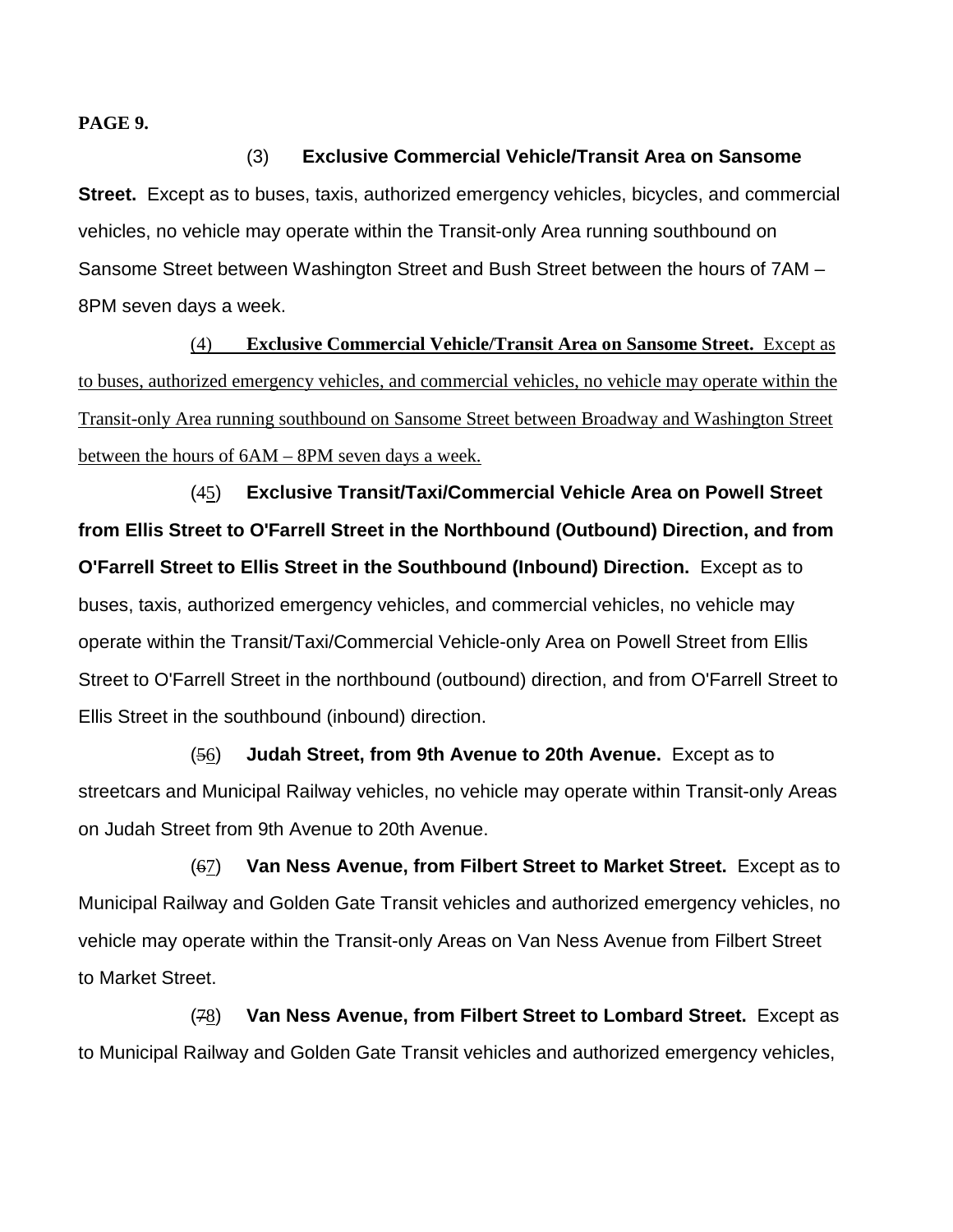**PAGE 9.**

(3) **Exclusive Commercial Vehicle/Transit Area on Sansome Street.** Except as to buses, taxis, authorized emergency vehicles, bicycles, and commercial vehicles, no vehicle may operate within the Transit-only Area running southbound on Sansome Street between Washington Street and Bush Street between the hours of 7AM – 8PM seven days a week.

<u>(4) **Exclusive Commercial Vehicle/Transit Area on Sansome Street.** Except as to buses, authorized emergency vehicles, and commercial vehicles, no vehicle may operate within the Transit-only Area running southbound on Sansome Street between Broadway and Washington Street between the hours of 6AM – 8PM seven days a week.</u>

(~~4~~<u>5</u>) **Exclusive Transit/Taxi/Commercial Vehicle Area on Powell Street from Ellis Street to O'Farrell Street in the Northbound (Outbound) Direction, and from O'Farrell Street to Ellis Street in the Southbound (Inbound) Direction.** Except as to buses, taxis, authorized emergency vehicles, and commercial vehicles, no vehicle may operate within the Transit/Taxi/Commercial Vehicle-only Area on Powell Street from Ellis Street to O'Farrell Street in the northbound (outbound) direction, and from O'Farrell Street to Ellis Street in the southbound (inbound) direction.

(~~5~~<u>6</u>) **Judah Street, from 9th Avenue to 20th Avenue.** Except as to streetcars and Municipal Railway vehicles, no vehicle may operate within Transit-only Areas on Judah Street from 9th Avenue to 20th Avenue.

(~~6~~<u>7</u>) **Van Ness Avenue, from Filbert Street to Market Street.** Except as to Municipal Railway and Golden Gate Transit vehicles and authorized emergency vehicles, no vehicle may operate within the Transit-only Areas on Van Ness Avenue from Filbert Street to Market Street.

(~~7~~<u>8</u>) **Van Ness Avenue, from Filbert Street to Lombard Street.** Except as to Municipal Railway and Golden Gate Transit vehicles and authorized emergency vehicles,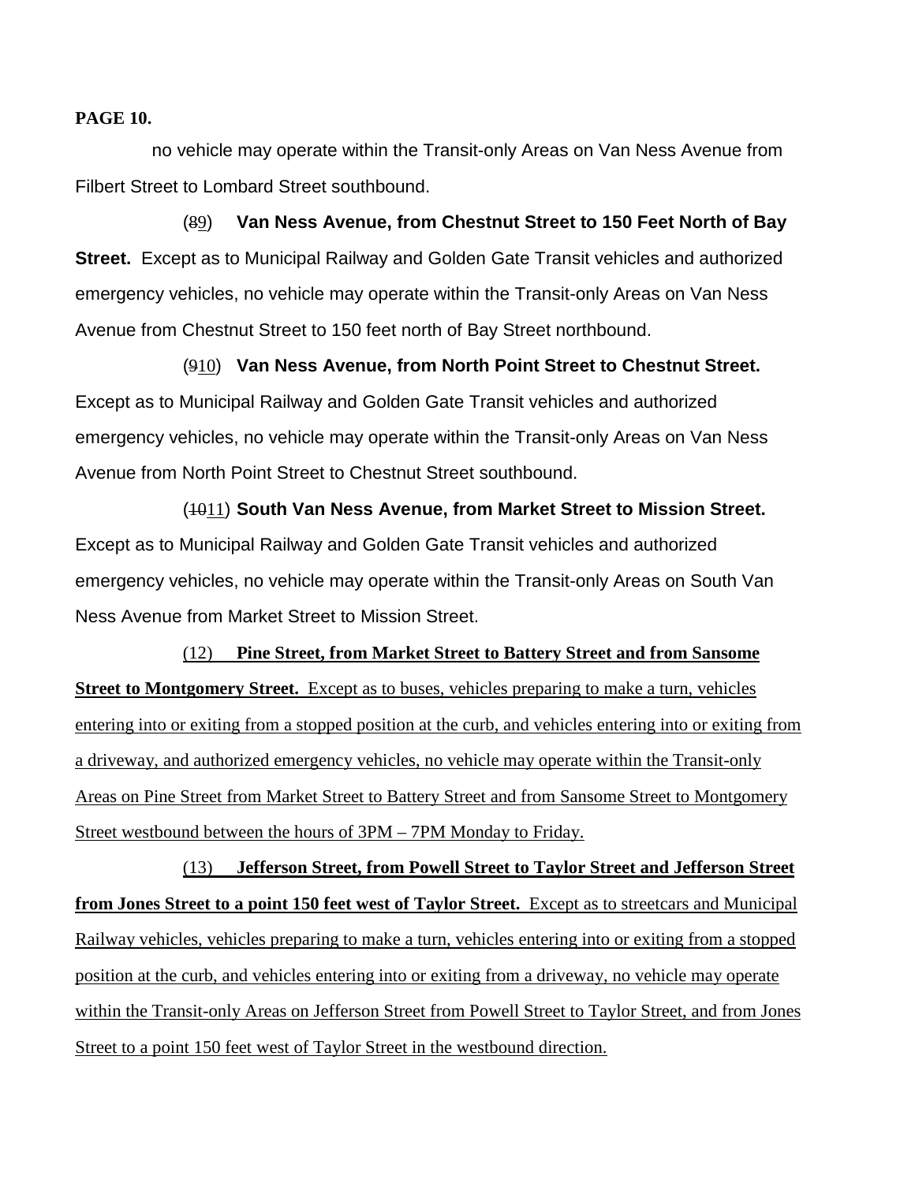**PAGE 10.**

no vehicle may operate within the Transit-only Areas on Van Ness Avenue from Filbert Street to Lombard Street southbound.

(~~8~~9) **Van Ness Avenue, from Chestnut Street to 150 Feet North of Bay Street.** Except as to Municipal Railway and Golden Gate Transit vehicles and authorized emergency vehicles, no vehicle may operate within the Transit-only Areas on Van Ness Avenue from Chestnut Street to 150 feet north of Bay Street northbound.

(~~9~~10) **Van Ness Avenue, from North Point Street to Chestnut Street.** Except as to Municipal Railway and Golden Gate Transit vehicles and authorized emergency vehicles, no vehicle may operate within the Transit-only Areas on Van Ness Avenue from North Point Street to Chestnut Street southbound.

(~~10~~11) **South Van Ness Avenue, from Market Street to Mission Street.** Except as to Municipal Railway and Golden Gate Transit vehicles and authorized emergency vehicles, no vehicle may operate within the Transit-only Areas on South Van Ness Avenue from Market Street to Mission Street.

<u>(12) **Pine Street, from Market Street to Battery Street and from Sansome Street to Montgomery Street.** Except as to buses, vehicles preparing to make a turn, vehicles entering into or exiting from a stopped position at the curb, and vehicles entering into or exiting from a driveway, and authorized emergency vehicles, no vehicle may operate within the Transit-only Areas on Pine Street from Market Street to Battery Street and from Sansome Street to Montgomery Street westbound between the hours of 3PM – 7PM Monday to Friday.</u>

<u>(13) **Jefferson Street, from Powell Street to Taylor Street and Jefferson Street from Jones Street to a point 150 feet west of Taylor Street.** Except as to streetcars and Municipal Railway vehicles, vehicles preparing to make a turn, vehicles entering into or exiting from a stopped position at the curb, and vehicles entering into or exiting from a driveway, no vehicle may operate within the Transit-only Areas on Jefferson Street from Powell Street to Taylor Street, and from Jones Street to a point 150 feet west of Taylor Street in the westbound direction.</u>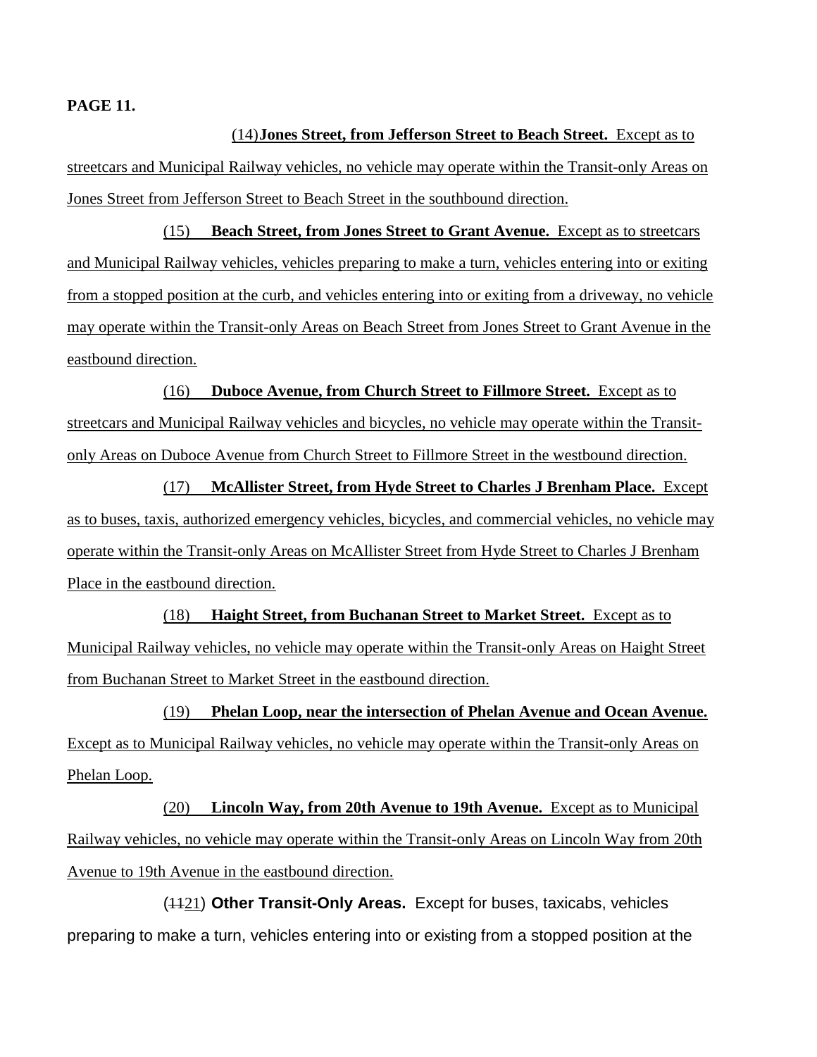(14) **Jones Street, from Jefferson Street to Beach Street.** Except as to streetcars and Municipal Railway vehicles, no vehicle may operate within the Transit-only Areas on Jones Street from Jefferson Street to Beach Street in the southbound direction.

(15) **Beach Street, from Jones Street to Grant Avenue.** Except as to streetcars and Municipal Railway vehicles, vehicles preparing to make a turn, vehicles entering into or exiting from a stopped position at the curb, and vehicles entering into or exiting from a driveway, no vehicle may operate within the Transit-only Areas on Beach Street from Jones Street to Grant Avenue in the eastbound direction.

(16) **Duboce Avenue, from Church Street to Fillmore Street.** Except as to streetcars and Municipal Railway vehicles and bicycles, no vehicle may operate within the Transit-only Areas on Duboce Avenue from Church Street to Fillmore Street in the westbound direction.

(17) **McAllister Street, from Hyde Street to Charles J Brenham Place.** Except as to buses, taxis, authorized emergency vehicles, bicycles, and commercial vehicles, no vehicle may operate within the Transit-only Areas on McAllister Street from Hyde Street to Charles J Brenham Place in the eastbound direction.

(18) **Haight Street, from Buchanan Street to Market Street.** Except as to Municipal Railway vehicles, no vehicle may operate within the Transit-only Areas on Haight Street from Buchanan Street to Market Street in the eastbound direction.

(19) **Phelan Loop, near the intersection of Phelan Avenue and Ocean Avenue.** Except as to Municipal Railway vehicles, no vehicle may operate within the Transit-only Areas on Phelan Loop.

(20) **Lincoln Way, from 20th Avenue to 19th Avenue.** Except as to Municipal Railway vehicles, no vehicle may operate within the Transit-only Areas on Lincoln Way from 20th Avenue to 19th Avenue in the eastbound direction.

(~~11~~21) **Other Transit-Only Areas.** Except for buses, taxicabs, vehicles preparing to make a turn, vehicles entering into or exi~~s~~ting from a stopped position at the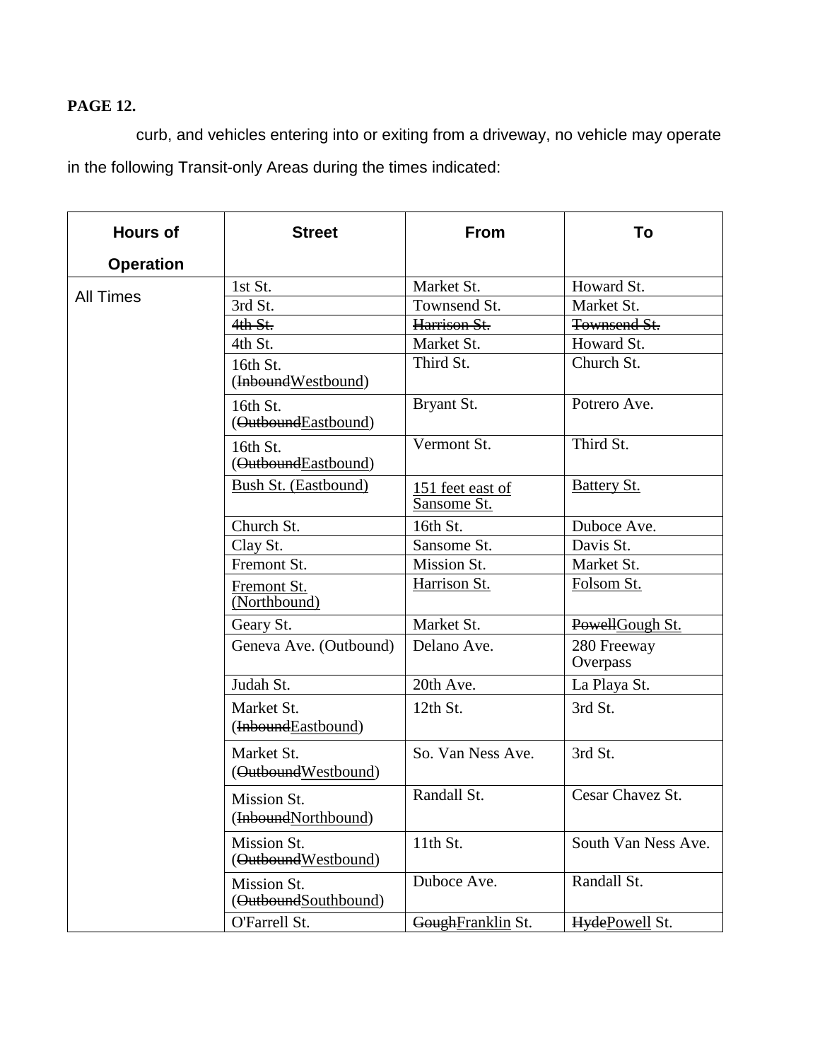**PAGE 12.**

curb, and vehicles entering into or exiting from a driveway, no vehicle may operate in the following Transit-only Areas during the times indicated:

| Hours of Operation | Street | From | To |
|---|---|---|---|
| All Times | 1st St. | Market St. | Howard St. |
| | 3rd St. | Townsend St. | Market St. |
| | ~~4th St.~~ | ~~Harrison St.~~ | ~~Townsend St.~~ |
| | 4th St. | Market St. | Howard St. |
| | 16th St. (~~Inbound~~Westbound) | Third St. | Church St. |
| | 16th St. (~~Outbound~~Eastbound) | Bryant St. | Potrero Ave. |
| | 16th St. (~~Outbound~~Eastbound) | Vermont St. | Third St. |
| | Bush St. (Eastbound) | 151 feet east of Sansome St. | Battery St. |
| | Church St. | 16th St. | Duboce Ave. |
| | Clay St. | Sansome St. | Davis St. |
| | Fremont St. | Mission St. | Market St. |
| | Fremont St. (Northbound) | Harrison St. | Folsom St. |
| | Geary St. | Market St. | ~~Powell~~Gough St. |
| | Geneva Ave. (Outbound) | Delano Ave. | 280 Freeway Overpass |
| | Judah St. | 20th Ave. | La Playa St. |
| | Market St. (~~Inbound~~Eastbound) | 12th St. | 3rd St. |
| | Market St. (~~Outbound~~Westbound) | So. Van Ness Ave. | 3rd St. |
| | Mission St. (~~Inbound~~Northbound) | Randall St. | Cesar Chavez St. |
| | Mission St. (~~Outbound~~Westbound) | 11th St. | South Van Ness Ave. |
| | Mission St. (~~Outbound~~Southbound) | Duboce Ave. | Randall St. |
| | O'Farrell St. | ~~Gough~~Franklin St. | ~~Hyde~~Powell St. |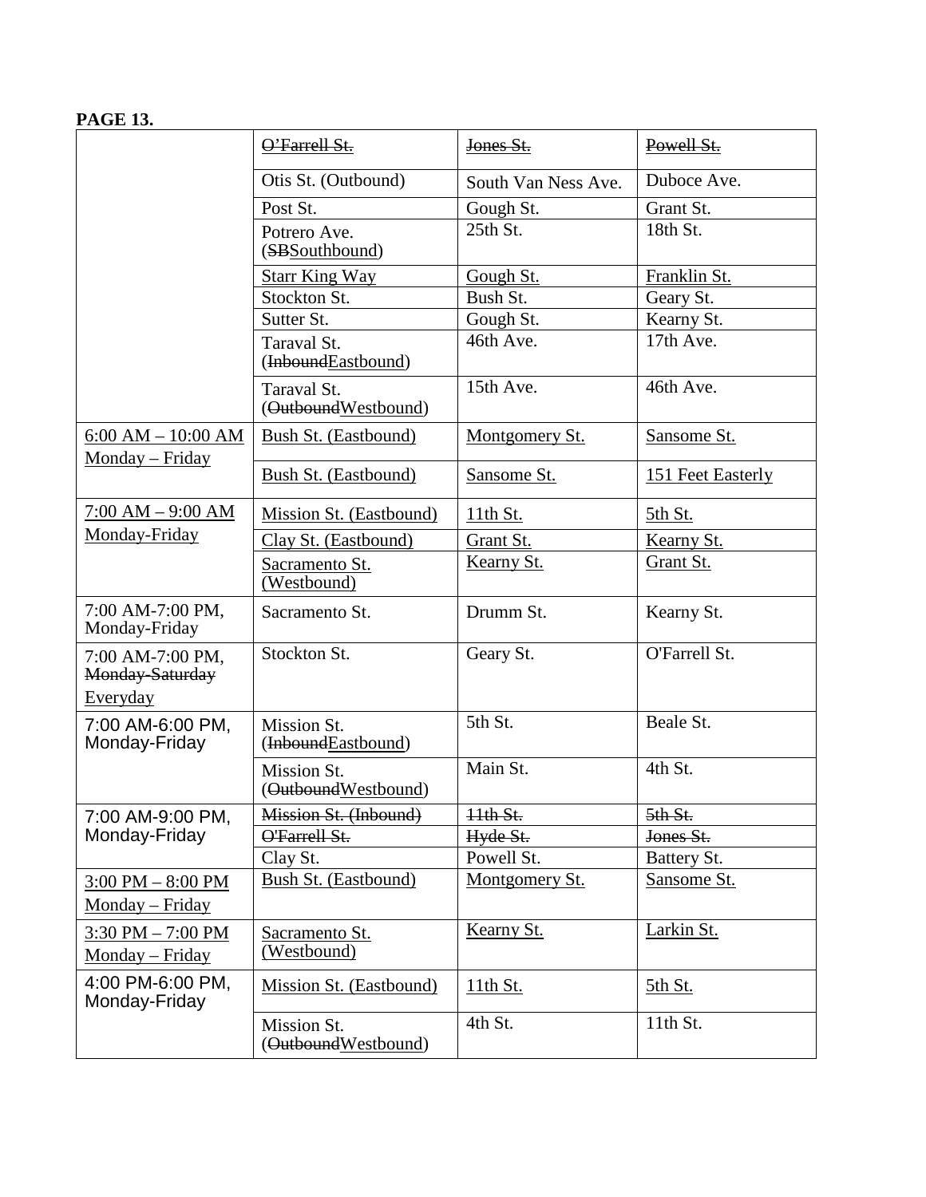**PAGE 13.**

| | | | |
|---|---|---|---|
| | ~~O'Farrell St.~~ | ~~Jones St.~~ | ~~Powell St.~~ |
| | Otis St. (Outbound) | South Van Ness Ave. | Duboce Ave. |
| | Post St. | Gough St. | Grant St. |
| | Potrero Ave. (~~SB~~Southbound) | 25th St. | 18th St. |
| | Starr King Way | Gough St. | Franklin St. |
| | Stockton St. | Bush St. | Geary St. |
| | Sutter St. | Gough St. | Kearny St. |
| | Taraval St. (~~Inbound~~Eastbound) | 46th Ave. | 17th Ave. |
| | Taraval St. (~~Outbound~~Westbound) | 15th Ave. | 46th Ave. |
| 6:00 AM – 10:00 AM Monday – Friday | Bush St. (Eastbound) | Montgomery St. | Sansome St. |
| | Bush St. (Eastbound) | Sansome St. | 151 Feet Easterly |
| 7:00 AM – 9:00 AM Monday-Friday | Mission St. (Eastbound) | 11th St. | 5th St. |
| | Clay St. (Eastbound) | Grant St. | Kearny St. |
| | Sacramento St. (Westbound) | Kearny St. | Grant St. |
| 7:00 AM-7:00 PM, Monday-Friday | Sacramento St. | Drumm St. | Kearny St. |
| 7:00 AM-7:00 PM, ~~Monday-Saturday~~ Everyday | Stockton St. | Geary St. | O'Farrell St. |
| 7:00 AM-6:00 PM, Monday-Friday | Mission St. (~~Inbound~~Eastbound) | 5th St. | Beale St. |
| | Mission St. (~~Outbound~~Westbound) | Main St. | 4th St. |
| 7:00 AM-9:00 PM, Monday-Friday | ~~Mission St. (Inbound)~~ | ~~11th St.~~ | ~~5th St.~~ |
| | ~~O'Farrell St.~~ | ~~Hyde St.~~ | ~~Jones St.~~ |
| | Clay St. | Powell St. | Battery St. |
| 3:00 PM – 8:00 PM Monday – Friday | Bush St. (Eastbound) | Montgomery St. | Sansome St. |
| 3:30 PM – 7:00 PM Monday – Friday | Sacramento St. (Westbound) | Kearny St. | Larkin St. |
| 4:00 PM-6:00 PM, Monday-Friday | Mission St. (Eastbound) | 11th St. | 5th St. |
| | Mission St. (~~Outbound~~Westbound) | 4th St. | 11th St. |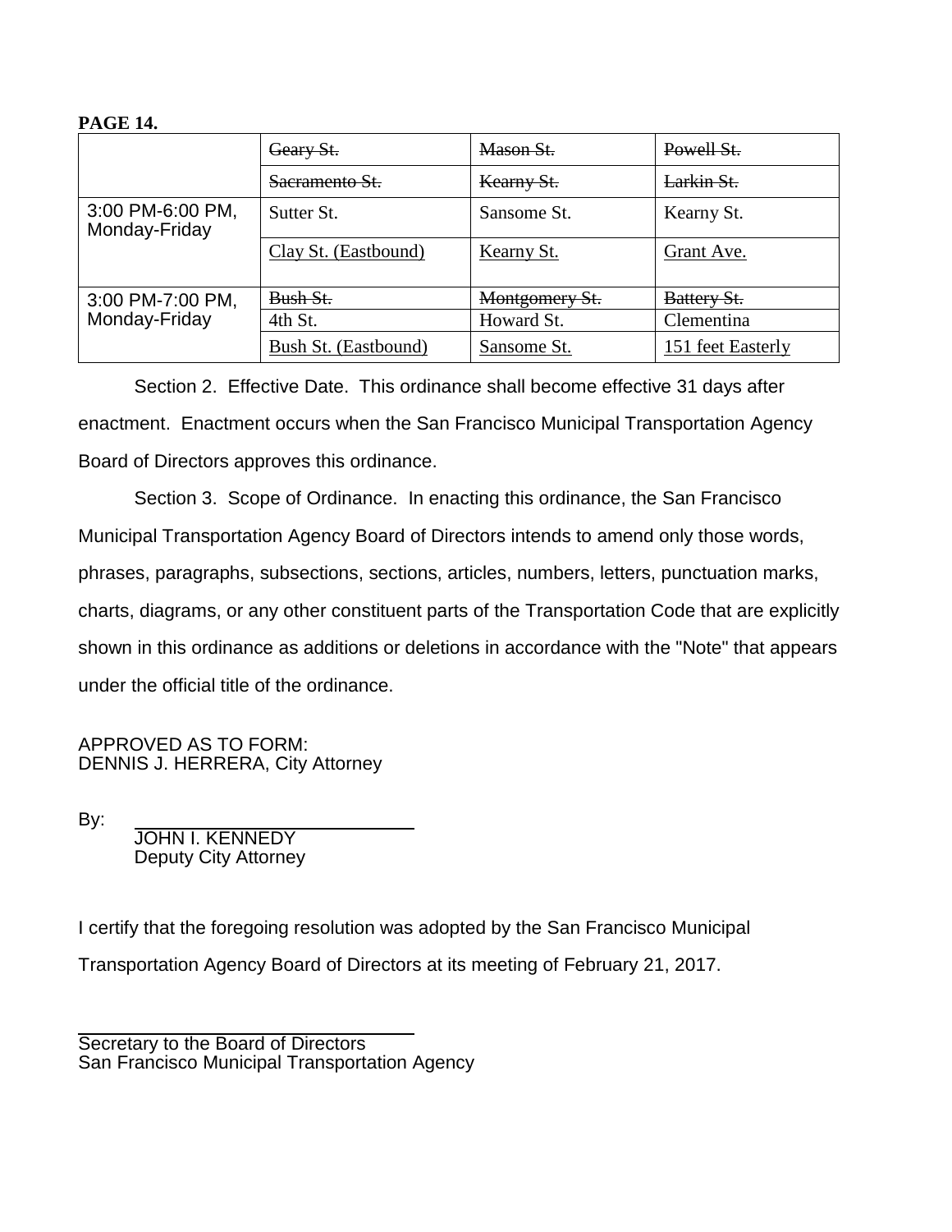**PAGE 14.**

| | | | |
|---|---|---|---|
| | ~~Geary St.~~ | ~~Mason St.~~ | ~~Powell St.~~ |
| | ~~Sacramento St.~~ | ~~Kearny St.~~ | ~~Larkin St.~~ |
| 3:00 PM-6:00 PM, Monday-Friday | Sutter St. | Sansome St. | Kearny St. |
| | <u>Clay St. (Eastbound)</u> | <u>Kearny St.</u> | <u>Grant Ave.</u> |
| 3:00 PM-7:00 PM, Monday-Friday | ~~Bush St.~~ | ~~Montgomery St.~~ | ~~Battery St.~~ |
| | 4th St. | Howard St. | Clementina |
| | <u>Bush St. (Eastbound)</u> | <u>Sansome St.</u> | <u>151 feet Easterly</u> |

Section 2. Effective Date. This ordinance shall become effective 31 days after enactment. Enactment occurs when the San Francisco Municipal Transportation Agency Board of Directors approves this ordinance.

Section 3. Scope of Ordinance. In enacting this ordinance, the San Francisco Municipal Transportation Agency Board of Directors intends to amend only those words, phrases, paragraphs, subsections, sections, articles, numbers, letters, punctuation marks, charts, diagrams, or any other constituent parts of the Transportation Code that are explicitly shown in this ordinance as additions or deletions in accordance with the "Note" that appears under the official title of the ordinance.

APPROVED AS TO FORM:
DENNIS J. HERRERA, City Attorney

By: ______________________________
JOHN I. KENNEDY
Deputy City Attorney

I certify that the foregoing resolution was adopted by the San Francisco Municipal Transportation Agency Board of Directors at its meeting of February 21, 2017.

______________________________
Secretary to the Board of Directors
San Francisco Municipal Transportation Agency